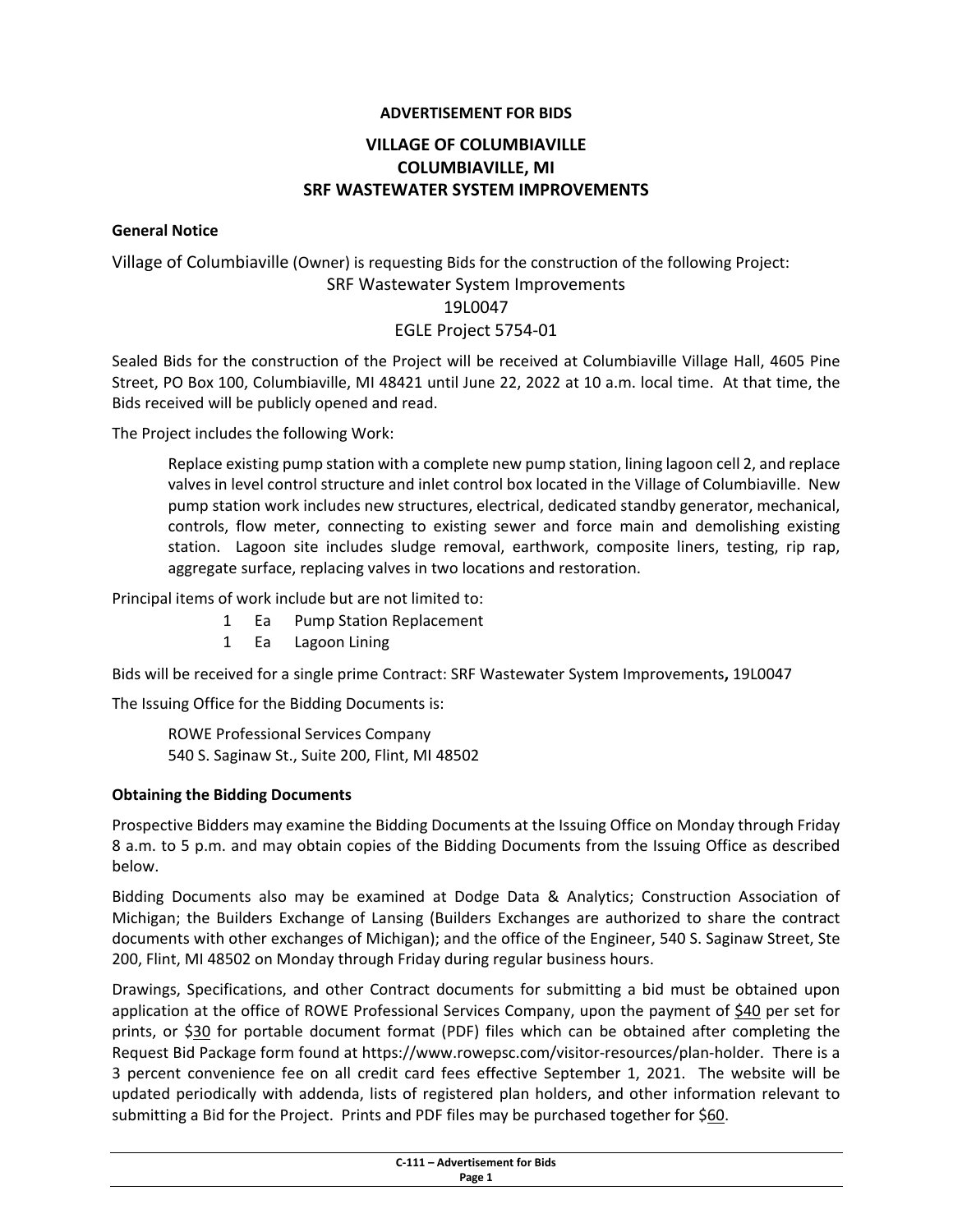**ADVERTISEMENT FOR BIDS**

# VILLAGE OF COLUMBIAVILLE
# COLUMBIAVILLE, MI
# SRF WASTEWATER SYSTEM IMPROVEMENTS

**General Notice**

Village of Columbiaville (Owner) is requesting Bids for the construction of the following Project:

SRF Wastewater System Improvements
19L0047
EGLE Project 5754-01

Sealed Bids for the construction of the Project will be received at Columbiaville Village Hall, 4605 Pine Street, PO Box 100, Columbiaville, MI 48421 until June 22, 2022 at 10 a.m. local time. At that time, the Bids received will be publicly opened and read.

The Project includes the following Work:

> Replace existing pump station with a complete new pump station, lining lagoon cell 2, and replace valves in level control structure and inlet control box located in the Village of Columbiaville. New pump station work includes new structures, electrical, dedicated standby generator, mechanical, controls, flow meter, connecting to existing sewer and force main and demolishing existing station. Lagoon site includes sludge removal, earthwork, composite liners, testing, rip rap, aggregate surface, replacing valves in two locations and restoration.

Principal items of work include but are not limited to:

| | | |
|---|---|---|
| 1 | Ea | Pump Station Replacement |
| 1 | Ea | Lagoon Lining |

Bids will be received for a single prime Contract: SRF Wastewater System Improvements**,** 19L0047

The Issuing Office for the Bidding Documents is:

> ROWE Professional Services Company
> 540 S. Saginaw St., Suite 200, Flint, MI 48502

**Obtaining the Bidding Documents**

Prospective Bidders may examine the Bidding Documents at the Issuing Office on Monday through Friday 8 a.m. to 5 p.m. and may obtain copies of the Bidding Documents from the Issuing Office as described below.

Bidding Documents also may be examined at Dodge Data & Analytics; Construction Association of Michigan; the Builders Exchange of Lansing (Builders Exchanges are authorized to share the contract documents with other exchanges of Michigan); and the office of the Engineer, 540 S. Saginaw Street, Ste 200, Flint, MI 48502 on Monday through Friday during regular business hours.

Drawings, Specifications, and other Contract documents for submitting a bid must be obtained upon application at the office of ROWE Professional Services Company, upon the payment of $40 per set for prints, or $30 for portable document format (PDF) files which can be obtained after completing the Request Bid Package form found at https://www.rowepsc.com/visitor-resources/plan-holder. There is a 3 percent convenience fee on all credit card fees effective September 1, 2021. The website will be updated periodically with addenda, lists of registered plan holders, and other information relevant to submitting a Bid for the Project. Prints and PDF files may be purchased together for $60.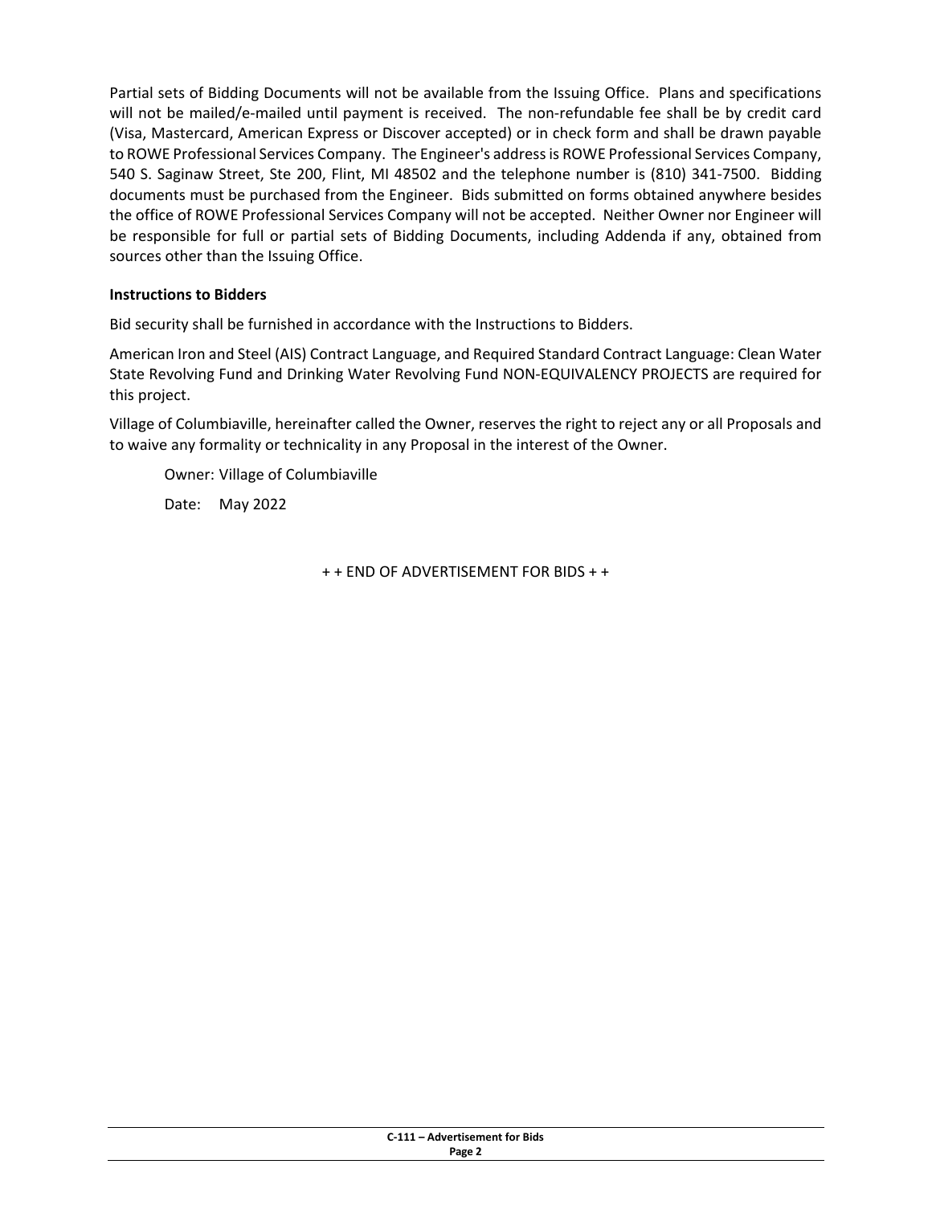Partial sets of Bidding Documents will not be available from the Issuing Office. Plans and specifications will not be mailed/e-mailed until payment is received. The non-refundable fee shall be by credit card (Visa, Mastercard, American Express or Discover accepted) or in check form and shall be drawn payable to ROWE Professional Services Company. The Engineer's address is ROWE Professional Services Company, 540 S. Saginaw Street, Ste 200, Flint, MI 48502 and the telephone number is (810) 341-7500. Bidding documents must be purchased from the Engineer. Bids submitted on forms obtained anywhere besides the office of ROWE Professional Services Company will not be accepted. Neither Owner nor Engineer will be responsible for full or partial sets of Bidding Documents, including Addenda if any, obtained from sources other than the Issuing Office.

**Instructions to Bidders**

Bid security shall be furnished in accordance with the Instructions to Bidders.

American Iron and Steel (AIS) Contract Language, and Required Standard Contract Language: Clean Water State Revolving Fund and Drinking Water Revolving Fund NON-EQUIVALENCY PROJECTS are required for this project.

Village of Columbiaville, hereinafter called the Owner, reserves the right to reject any or all Proposals and to waive any formality or technicality in any Proposal in the interest of the Owner.

Owner: Village of Columbiaville

Date: May 2022

+ + END OF ADVERTISEMENT FOR BIDS + +